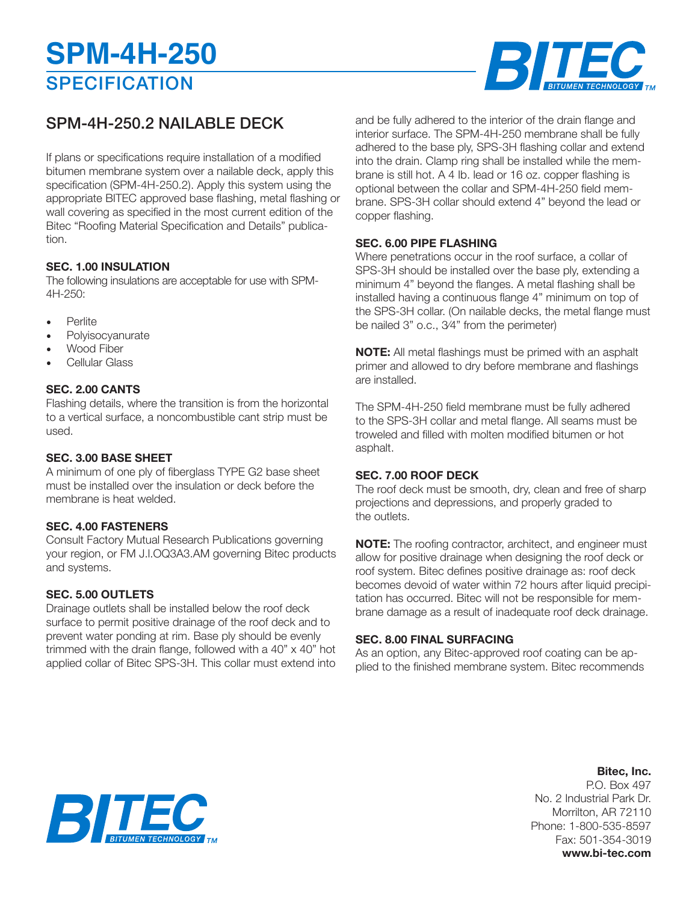# SPM-4H-250

## SPECIFICATION

## SPM-4H-250.2 NAILABLE DECK

If plans or specifications require installation of a modified bitumen membrane system over a nailable deck, apply this specification (SPM-4H-250.2). Apply this system using the appropriate BITEC approved base flashing, metal flashing or wall covering as specified in the most current edition of the Bitec "Roofing Material Specification and Details" publication.

### SEC. 1.00 INSULATION

The following insulations are acceptable for use with SPM-4H-250:

- Perlite
- Polyisocyanurate
- Wood Fiber
- Cellular Glass

### SEC. 2.00 CANTS

Flashing details, where the transition is from the horizontal to a vertical surface, a noncombustible cant strip must be used.

### SEC. 3.00 BASE SHEET

A minimum of one ply of fiberglass TYPE G2 base sheet must be installed over the insulation or deck before the membrane is heat welded.

### SEC. 4.00 FASTENERS

Consult Factory Mutual Research Publications governing your region, or FM J.I.OQ3A3.AM governing Bitec products and systems.

### SEC. 5.00 OUTLETS

Drainage outlets shall be installed below the roof deck surface to permit positive drainage of the roof deck and to prevent water ponding at rim. Base ply should be evenly trimmed with the drain flange, followed with a 40" x 40" hot applied collar of Bitec SPS-3H. This collar must extend into and be fully adhered to the interior of the drain flange and interior surface. The SPM-4H-250 membrane shall be fully adhered to the base ply, SPS-3H flashing collar and extend into the drain. Clamp ring shall be installed while the membrane is still hot. A 4 lb. lead or 16 oz. copper flashing is optional between the collar and SPM-4H-250 field membrane. SPS-3H collar should extend 4" beyond the lead or copper flashing.

### SEC. 6.00 PIPE FLASHING

Where penetrations occur in the roof surface, a collar of SPS-3H should be installed over the base ply, extending a minimum 4" beyond the flanges. A metal flashing shall be installed having a continuous flange 4" minimum on top of the SPS-3H collar. (On nailable decks, the metal flange must be nailed 3" o.c., 3⁄4" from the perimeter)

**NOTE:** All metal flashings must be primed with an asphalt primer and allowed to dry before membrane and flashings are installed.

The SPM-4H-250 field membrane must be fully adhered to the SPS-3H collar and metal flange. All seams must be troweled and filled with molten modified bitumen or hot asphalt.

### SEC. 7.00 ROOF DECK

The roof deck must be smooth, dry, clean and free of sharp projections and depressions, and properly graded to the outlets.

**NOTE:** The roofing contractor, architect, and engineer must allow for positive drainage when designing the roof deck or roof system. Bitec defines positive drainage as: roof deck becomes devoid of water within 72 hours after liquid precipitation has occurred. Bitec will not be responsible for membrane damage as a result of inadequate roof deck drainage.

### SEC. 8.00 FINAL SURFACING

As an option, any Bitec-approved roof coating can be applied to the finished membrane system. Bitec recommends

**Bitec, Inc.**
P.O. Box 497
No. 2 Industrial Park Dr.
Morrilton, AR 72110
Phone: 1-800-535-8597
Fax: 501-354-3019
**www.bi-tec.com**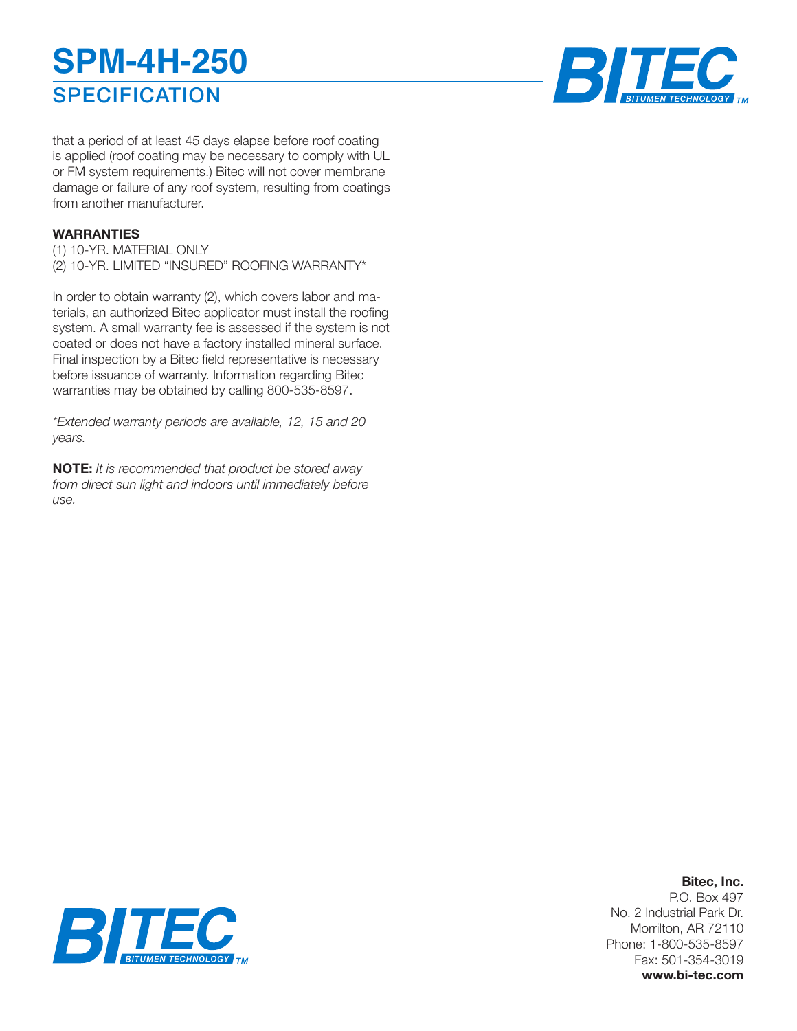that a period of at least 45 days elapse before roof coating is applied (roof coating may be necessary to comply with UL or FM system requirements.) Bitec will not cover membrane damage or failure of any roof system, resulting from coatings from another manufacturer.

**WARRANTIES**

(1) 10-YR. MATERIAL ONLY
(2) 10-YR. LIMITED "INSURED" ROOFING WARRANTY*

In order to obtain warranty (2), which covers labor and materials, an authorized Bitec applicator must install the roofing system. A small warranty fee is assessed if the system is not coated or does not have a factory installed mineral surface. Final inspection by a Bitec field representative is necessary before issuance of warranty. Information regarding Bitec warranties may be obtained by calling 800-535-8597.

*\*Extended warranty periods are available, 12, 15 and 20 years.*

**NOTE:** *It is recommended that product be stored away from direct sun light and indoors until immediately before use.*

**Bitec, Inc.**
P.O. Box 497
No. 2 Industrial Park Dr.
Morrilton, AR 72110
Phone: 1-800-535-8597
Fax: 501-354-3019
**www.bi-tec.com**